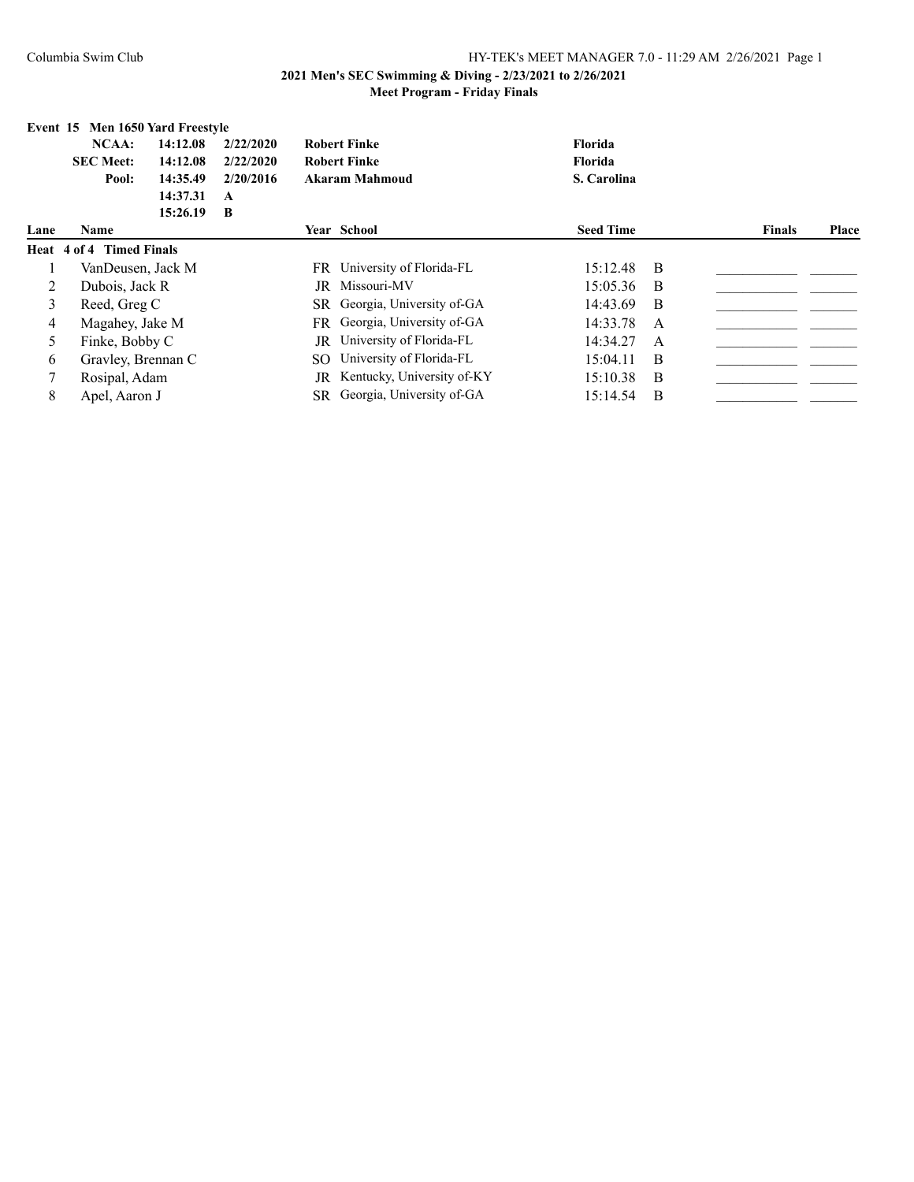## 2021 Men's SEC Swimming & Diving - 2/23/2021 to 2/26/2021

### Meet Program - Friday Finals

**Event 15 Men 1650 Yard Freestyle**

| | | | | |
|---|---|---|---|---|
| **NCAA:** | **14:12.08** | **2/22/2020** | **Robert Finke** | **Florida** |
| **SEC Meet:** | **14:12.08** | **2/22/2020** | **Robert Finke** | **Florida** |
| **Pool:** | **14:35.49** | **2/20/2016** | **Akaram Mahmoud** | **S. Carolina** |
| | **14:37.31** | **A** | | |
| | **15:26.19** | **B** | | |

**Heat 4 of 4 Timed Finals**

| Lane | Name | Year | School | Seed Time | | Finals | Place |
|---|---|---|---|---|---|---|---|
| 1 | VanDeusen, Jack M | FR | University of Florida-FL | 15:12.48 | B | ___________ | _______ |
| 2 | Dubois, Jack R | JR | Missouri-MV | 15:05.36 | B | ___________ | _______ |
| 3 | Reed, Greg C | SR | Georgia, University of-GA | 14:43.69 | B | ___________ | _______ |
| 4 | Magahey, Jake M | FR | Georgia, University of-GA | 14:33.78 | A | ___________ | _______ |
| 5 | Finke, Bobby C | JR | University of Florida-FL | 14:34.27 | A | ___________ | _______ |
| 6 | Gravley, Brennan C | SO | University of Florida-FL | 15:04.11 | B | ___________ | _______ |
| 7 | Rosipal, Adam | JR | Kentucky, University of-KY | 15:10.38 | B | ___________ | _______ |
| 8 | Apel, Aaron J | SR | Georgia, University of-GA | 15:14.54 | B | ___________ | _______ |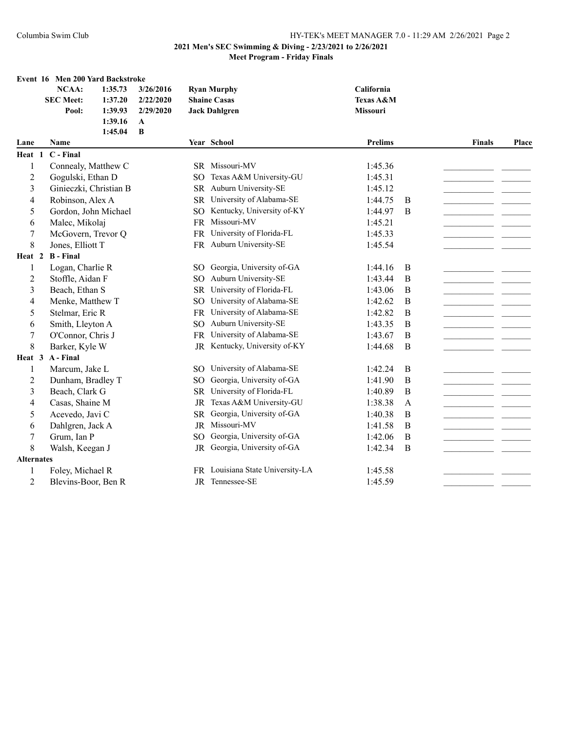## 2021 Men's SEC Swimming & Diving - 2/23/2021 to 2/26/2021

### Meet Program - Friday Finals

**Event 16 Men 200 Yard Backstroke**

| | | | | |
|---|---|---|---|---|
| **NCAA:** | 1:35.73 | 3/26/2016 | **Ryan Murphy** | **California** |
| **SEC Meet:** | 1:37.20 | 2/22/2020 | **Shaine Casas** | **Texas A&M** |
| **Pool:** | 1:39.93 | 2/29/2020 | **Jack Dahlgren** | **Missouri** |
| | 1:39.16 | A | | |
| | 1:45.04 | B | | |

| Lane | Name | Year | School | Prelims | | Finals | Place |
|---|---|---|---|---|---|---|---|
| **Heat 1 C - Final** | | | | | | | |
| 1 | Connealy, Matthew C | SR | Missouri-MV | 1:45.36 | | | |
| 2 | Gogulski, Ethan D | SO | Texas A&M University-GU | 1:45.31 | | | |
| 3 | Ginieczki, Christian B | SR | Auburn University-SE | 1:45.12 | | | |
| 4 | Robinson, Alex A | SR | University of Alabama-SE | 1:44.75 | B | | |
| 5 | Gordon, John Michael | SO | Kentucky, University of-KY | 1:44.97 | B | | |
| 6 | Malec, Mikolaj | FR | Missouri-MV | 1:45.21 | | | |
| 7 | McGovern, Trevor Q | FR | University of Florida-FL | 1:45.33 | | | |
| 8 | Jones, Elliott T | FR | Auburn University-SE | 1:45.54 | | | |
| **Heat 2 B - Final** | | | | | | | |
| 1 | Logan, Charlie R | SO | Georgia, University of-GA | 1:44.16 | B | | |
| 2 | Stoffle, Aidan F | SO | Auburn University-SE | 1:43.44 | B | | |
| 3 | Beach, Ethan S | SR | University of Florida-FL | 1:43.06 | B | | |
| 4 | Menke, Matthew T | SO | University of Alabama-SE | 1:42.62 | B | | |
| 5 | Stelmar, Eric R | FR | University of Alabama-SE | 1:42.82 | B | | |
| 6 | Smith, Lleyton A | SO | Auburn University-SE | 1:43.35 | B | | |
| 7 | O'Connor, Chris J | FR | University of Alabama-SE | 1:43.67 | B | | |
| 8 | Barker, Kyle W | JR | Kentucky, University of-KY | 1:44.68 | B | | |
| **Heat 3 A - Final** | | | | | | | |
| 1 | Marcum, Jake L | SO | University of Alabama-SE | 1:42.24 | B | | |
| 2 | Dunham, Bradley T | SO | Georgia, University of-GA | 1:41.90 | B | | |
| 3 | Beach, Clark G | SR | University of Florida-FL | 1:40.89 | B | | |
| 4 | Casas, Shaine M | JR | Texas A&M University-GU | 1:38.38 | A | | |
| 5 | Acevedo, Javi C | SR | Georgia, University of-GA | 1:40.38 | B | | |
| 6 | Dahlgren, Jack A | JR | Missouri-MV | 1:41.58 | B | | |
| 7 | Grum, Ian P | SO | Georgia, University of-GA | 1:42.06 | B | | |
| 8 | Walsh, Keegan J | JR | Georgia, University of-GA | 1:42.34 | B | | |
| **Alternates** | | | | | | | |
| 1 | Foley, Michael R | FR | Louisiana State University-LA | 1:45.58 | | | |
| 2 | Blevins-Boor, Ben R | JR | Tennessee-SE | 1:45.59 | | | |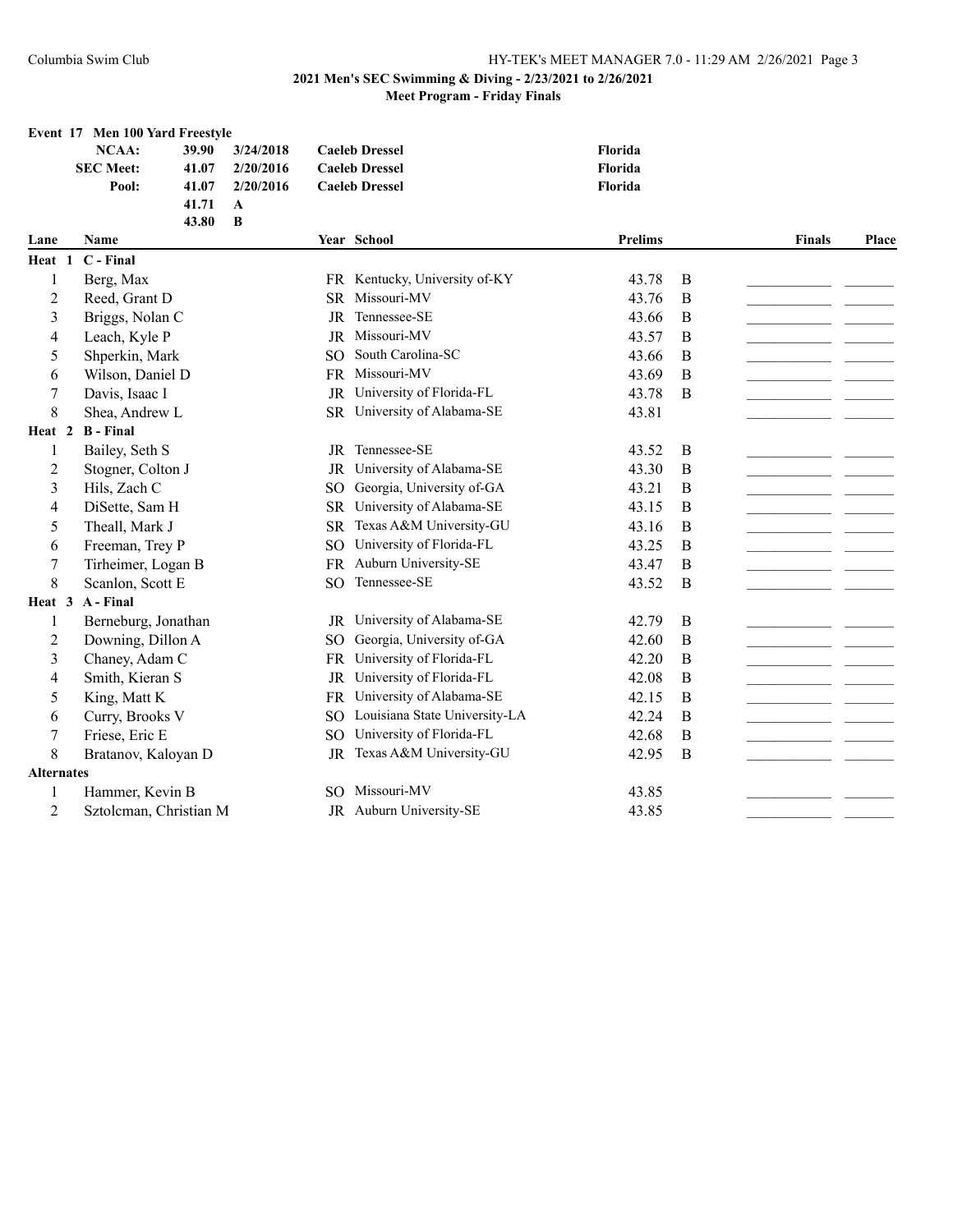**2021 Men's SEC Swimming & Diving - 2/23/2021 to 2/26/2021**

**Meet Program - Friday Finals**

## Event 17 Men 100 Yard Freestyle

| | | | | |
|---|---|---|---|---|
| **NCAA:** | **39.90** | **3/24/2018** | **Caeleb Dressel** | **Florida** |
| **SEC Meet:** | **41.07** | **2/20/2016** | **Caeleb Dressel** | **Florida** |
| **Pool:** | **41.07** | **2/20/2016** | **Caeleb Dressel** | **Florida** |
| | **41.71** | **A** | | |
| | **43.80** | **B** | | |

| Lane | Name | Year | School | Prelims | | Finals | Place |
|---|---|---|---|---|---|---|---|
| **Heat 1 C - Final** | | | | | | | |
| 1 | Berg, Max | FR | Kentucky, University of-KY | 43.78 | B | ___________ | _______ |
| 2 | Reed, Grant D | SR | Missouri-MV | 43.76 | B | ___________ | _______ |
| 3 | Briggs, Nolan C | JR | Tennessee-SE | 43.66 | B | ___________ | _______ |
| 4 | Leach, Kyle P | JR | Missouri-MV | 43.57 | B | ___________ | _______ |
| 5 | Shperkin, Mark | SO | South Carolina-SC | 43.66 | B | ___________ | _______ |
| 6 | Wilson, Daniel D | FR | Missouri-MV | 43.69 | B | ___________ | _______ |
| 7 | Davis, Isaac I | JR | University of Florida-FL | 43.78 | B | ___________ | _______ |
| 8 | Shea, Andrew L | SR | University of Alabama-SE | 43.81 | | ___________ | _______ |
| **Heat 2 B - Final** | | | | | | | |
| 1 | Bailey, Seth S | JR | Tennessee-SE | 43.52 | B | ___________ | _______ |
| 2 | Stogner, Colton J | JR | University of Alabama-SE | 43.30 | B | ___________ | _______ |
| 3 | Hils, Zach C | SO | Georgia, University of-GA | 43.21 | B | ___________ | _______ |
| 4 | DiSette, Sam H | SR | University of Alabama-SE | 43.15 | B | ___________ | _______ |
| 5 | Theall, Mark J | SR | Texas A&M University-GU | 43.16 | B | ___________ | _______ |
| 6 | Freeman, Trey P | SO | University of Florida-FL | 43.25 | B | ___________ | _______ |
| 7 | Tirheimer, Logan B | FR | Auburn University-SE | 43.47 | B | ___________ | _______ |
| 8 | Scanlon, Scott E | SO | Tennessee-SE | 43.52 | B | ___________ | _______ |
| **Heat 3 A - Final** | | | | | | | |
| 1 | Berneburg, Jonathan | JR | University of Alabama-SE | 42.79 | B | ___________ | _______ |
| 2 | Downing, Dillon A | SO | Georgia, University of-GA | 42.60 | B | ___________ | _______ |
| 3 | Chaney, Adam C | FR | University of Florida-FL | 42.20 | B | ___________ | _______ |
| 4 | Smith, Kieran S | JR | University of Florida-FL | 42.08 | B | ___________ | _______ |
| 5 | King, Matt K | FR | University of Alabama-SE | 42.15 | B | ___________ | _______ |
| 6 | Curry, Brooks V | SO | Louisiana State University-LA | 42.24 | B | ___________ | _______ |
| 7 | Friese, Eric E | SO | University of Florida-FL | 42.68 | B | ___________ | _______ |
| 8 | Bratanov, Kaloyan D | JR | Texas A&M University-GU | 42.95 | B | ___________ | _______ |
| **Alternates** | | | | | | | |
| 1 | Hammer, Kevin B | SO | Missouri-MV | 43.85 | | ___________ | _______ |
| 2 | Sztolcman, Christian M | JR | Auburn University-SE | 43.85 | | ___________ | _______ |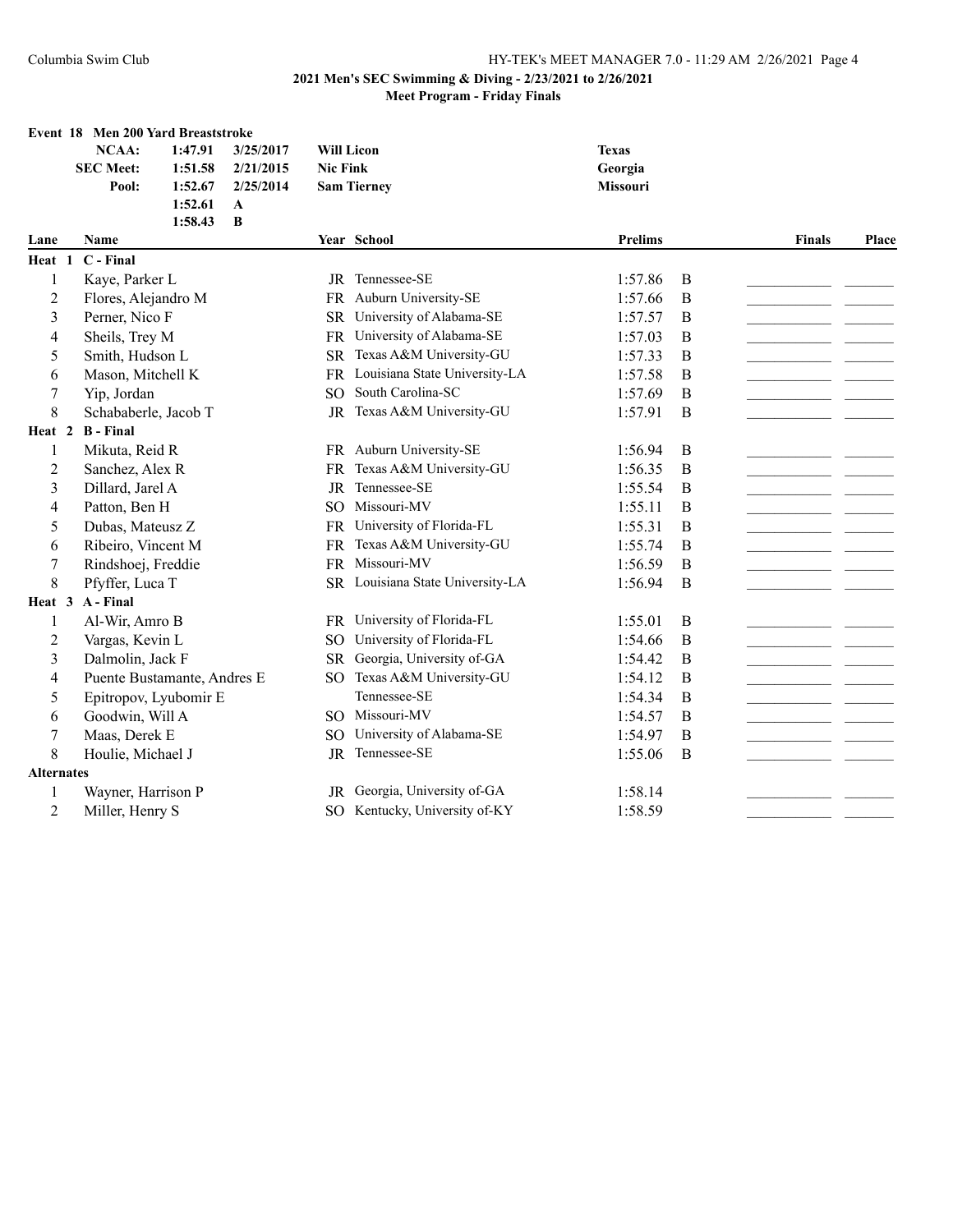## 2021 Men's SEC Swimming & Diving - 2/23/2021 to 2/26/2021

### Meet Program - Friday Finals

**Event 18 Men 200 Yard Breaststroke**

| | | | | |
|---|---|---|---|---|
| **NCAA:** | 1:47.91 | 3/25/2017 | **Will Licon** | **Texas** |
| **SEC Meet:** | 1:51.58 | 2/21/2015 | **Nic Fink** | **Georgia** |
| **Pool:** | 1:52.67 | 2/25/2014 | **Sam Tierney** | **Missouri** |
| | 1:52.61 | **A** | | |
| | 1:58.43 | **B** | | |

| Lane | Name | Year | School | Prelims | | Finals | Place |
|---|---|---|---|---|---|---|---|
| **Heat 1 C - Final** | | | | | | | |
| 1 | Kaye, Parker L | JR | Tennessee-SE | 1:57.86 | B | | |
| 2 | Flores, Alejandro M | FR | Auburn University-SE | 1:57.66 | B | | |
| 3 | Perner, Nico F | SR | University of Alabama-SE | 1:57.57 | B | | |
| 4 | Sheils, Trey M | FR | University of Alabama-SE | 1:57.03 | B | | |
| 5 | Smith, Hudson L | SR | Texas A&M University-GU | 1:57.33 | B | | |
| 6 | Mason, Mitchell K | FR | Louisiana State University-LA | 1:57.58 | B | | |
| 7 | Yip, Jordan | SO | South Carolina-SC | 1:57.69 | B | | |
| 8 | Schababerle, Jacob T | JR | Texas A&M University-GU | 1:57.91 | B | | |
| **Heat 2 B - Final** | | | | | | | |
| 1 | Mikuta, Reid R | FR | Auburn University-SE | 1:56.94 | B | | |
| 2 | Sanchez, Alex R | FR | Texas A&M University-GU | 1:56.35 | B | | |
| 3 | Dillard, Jarel A | JR | Tennessee-SE | 1:55.54 | B | | |
| 4 | Patton, Ben H | SO | Missouri-MV | 1:55.11 | B | | |
| 5 | Dubas, Mateusz Z | FR | University of Florida-FL | 1:55.31 | B | | |
| 6 | Ribeiro, Vincent M | FR | Texas A&M University-GU | 1:55.74 | B | | |
| 7 | Rindshoej, Freddie | FR | Missouri-MV | 1:56.59 | B | | |
| 8 | Pfyffer, Luca T | SR | Louisiana State University-LA | 1:56.94 | B | | |
| **Heat 3 A - Final** | | | | | | | |
| 1 | Al-Wir, Amro B | FR | University of Florida-FL | 1:55.01 | B | | |
| 2 | Vargas, Kevin L | SO | University of Florida-FL | 1:54.66 | B | | |
| 3 | Dalmolin, Jack F | SR | Georgia, University of-GA | 1:54.42 | B | | |
| 4 | Puente Bustamante, Andres E | SO | Texas A&M University-GU | 1:54.12 | B | | |
| 5 | Epitropov, Lyubomir E | | Tennessee-SE | 1:54.34 | B | | |
| 6 | Goodwin, Will A | SO | Missouri-MV | 1:54.57 | B | | |
| 7 | Maas, Derek E | SO | University of Alabama-SE | 1:54.97 | B | | |
| 8 | Houlie, Michael J | JR | Tennessee-SE | 1:55.06 | B | | |
| **Alternates** | | | | | | | |
| 1 | Wayner, Harrison P | JR | Georgia, University of-GA | 1:58.14 | | | |
| 2 | Miller, Henry S | SO | Kentucky, University of-KY | 1:58.59 | | | |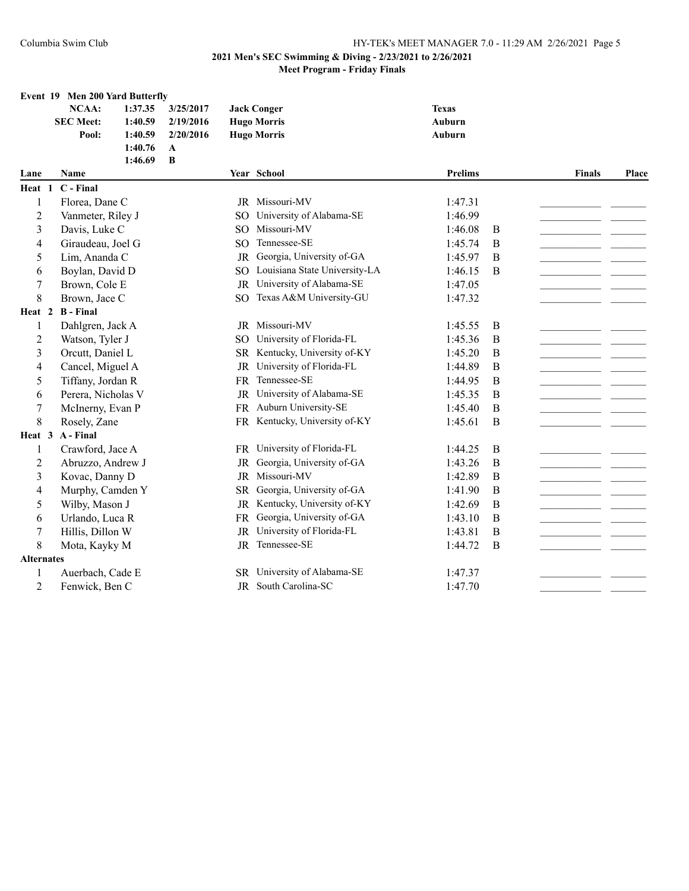**2021 Men's SEC Swimming & Diving - 2/23/2021 to 2/26/2021**

**Meet Program - Friday Finals**

## Event 19 Men 200 Yard Butterfly

| | Time | Date | Name | School |
|---|---|---|---|---|
| **NCAA:** | 1:37.35 | 3/25/2017 | **Jack Conger** | **Texas** |
| **SEC Meet:** | 1:40.59 | 2/19/2016 | **Hugo Morris** | **Auburn** |
| **Pool:** | 1:40.59 | 2/20/2016 | **Hugo Morris** | **Auburn** |
| | 1:40.76 | A | | |
| | 1:46.69 | B | | |

| Lane | Name | Year | School | Prelims | | Finals | Place |
|---|---|---|---|---|---|---|---|
| **Heat 1 C - Final** | | | | | | | |
| 1 | Florea, Dane C | JR | Missouri-MV | 1:47.31 | | | |
| 2 | Vanmeter, Riley J | SO | University of Alabama-SE | 1:46.99 | | | |
| 3 | Davis, Luke C | SO | Missouri-MV | 1:46.08 | B | | |
| 4 | Giraudeau, Joel G | SO | Tennessee-SE | 1:45.74 | B | | |
| 5 | Lim, Ananda C | JR | Georgia, University of-GA | 1:45.97 | B | | |
| 6 | Boylan, David D | SO | Louisiana State University-LA | 1:46.15 | B | | |
| 7 | Brown, Cole E | JR | University of Alabama-SE | 1:47.05 | | | |
| 8 | Brown, Jace C | SO | Texas A&M University-GU | 1:47.32 | | | |
| **Heat 2 B - Final** | | | | | | | |
| 1 | Dahlgren, Jack A | JR | Missouri-MV | 1:45.55 | B | | |
| 2 | Watson, Tyler J | SO | University of Florida-FL | 1:45.36 | B | | |
| 3 | Orcutt, Daniel L | SR | Kentucky, University of-KY | 1:45.20 | B | | |
| 4 | Cancel, Miguel A | JR | University of Florida-FL | 1:44.89 | B | | |
| 5 | Tiffany, Jordan R | FR | Tennessee-SE | 1:44.95 | B | | |
| 6 | Perera, Nicholas V | JR | University of Alabama-SE | 1:45.35 | B | | |
| 7 | McInerny, Evan P | FR | Auburn University-SE | 1:45.40 | B | | |
| 8 | Rosely, Zane | FR | Kentucky, University of-KY | 1:45.61 | B | | |
| **Heat 3 A - Final** | | | | | | | |
| 1 | Crawford, Jace A | FR | University of Florida-FL | 1:44.25 | B | | |
| 2 | Abruzzo, Andrew J | JR | Georgia, University of-GA | 1:43.26 | B | | |
| 3 | Kovac, Danny D | JR | Missouri-MV | 1:42.89 | B | | |
| 4 | Murphy, Camden Y | SR | Georgia, University of-GA | 1:41.90 | B | | |
| 5 | Wilby, Mason J | JR | Kentucky, University of-KY | 1:42.69 | B | | |
| 6 | Urlando, Luca R | FR | Georgia, University of-GA | 1:43.10 | B | | |
| 7 | Hillis, Dillon W | JR | University of Florida-FL | 1:43.81 | B | | |
| 8 | Mota, Kayky M | JR | Tennessee-SE | 1:44.72 | B | | |
| **Alternates** | | | | | | | |
| 1 | Auerbach, Cade E | SR | University of Alabama-SE | 1:47.37 | | | |
| 2 | Fenwick, Ben C | JR | South Carolina-SC | 1:47.70 | | | |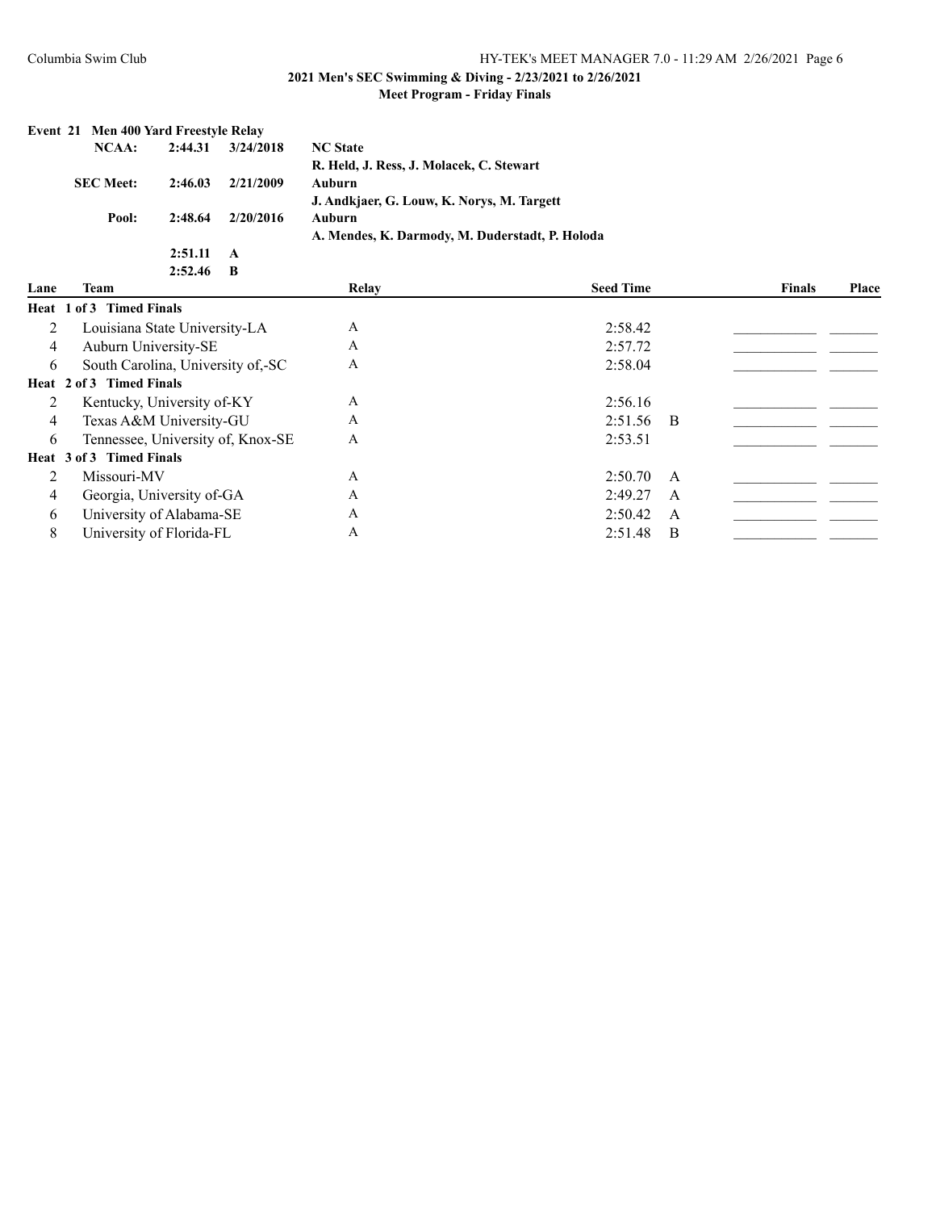**2021 Men's SEC Swimming & Diving - 2/23/2021 to 2/26/2021**

**Meet Program - Friday Finals**

**Event 21 Men 400 Yard Freestyle Relay**

| | | | |
|---|---|---|---|
| **NCAA:** | **2:44.31** | **3/24/2018** | **NC State** |
| | | | **R. Held, J. Ress, J. Molacek, C. Stewart** |
| **SEC Meet:** | **2:46.03** | **2/21/2009** | **Auburn** |
| | | | **J. Andkjaer, G. Louw, K. Norys, M. Targett** |
| **Pool:** | **2:48.64** | **2/20/2016** | **Auburn** |
| | | | **A. Mendes, K. Darmody, M. Duderstadt, P. Holoda** |
| | **2:51.11** | **A** | |
| | **2:52.46** | **B** | |

| Lane | Team | Relay | Seed Time | | Finals | Place |
|---|---|---|---|---|---|---|
| **Heat 1 of 3 Timed Finals** | | | | | | |
| 2 | Louisiana State University-LA | A | 2:58.42 | | ___________ | _______ |
| 4 | Auburn University-SE | A | 2:57.72 | | ___________ | _______ |
| 6 | South Carolina, University of,-SC | A | 2:58.04 | | ___________ | _______ |
| **Heat 2 of 3 Timed Finals** | | | | | | |
| 2 | Kentucky, University of-KY | A | 2:56.16 | | ___________ | _______ |
| 4 | Texas A&M University-GU | A | 2:51.56 | B | ___________ | _______ |
| 6 | Tennessee, University of, Knox-SE | A | 2:53.51 | | ___________ | _______ |
| **Heat 3 of 3 Timed Finals** | | | | | | |
| 2 | Missouri-MV | A | 2:50.70 | A | ___________ | _______ |
| 4 | Georgia, University of-GA | A | 2:49.27 | A | ___________ | _______ |
| 6 | University of Alabama-SE | A | 2:50.42 | A | ___________ | _______ |
| 8 | University of Florida-FL | A | 2:51.48 | B | ___________ | _______ |